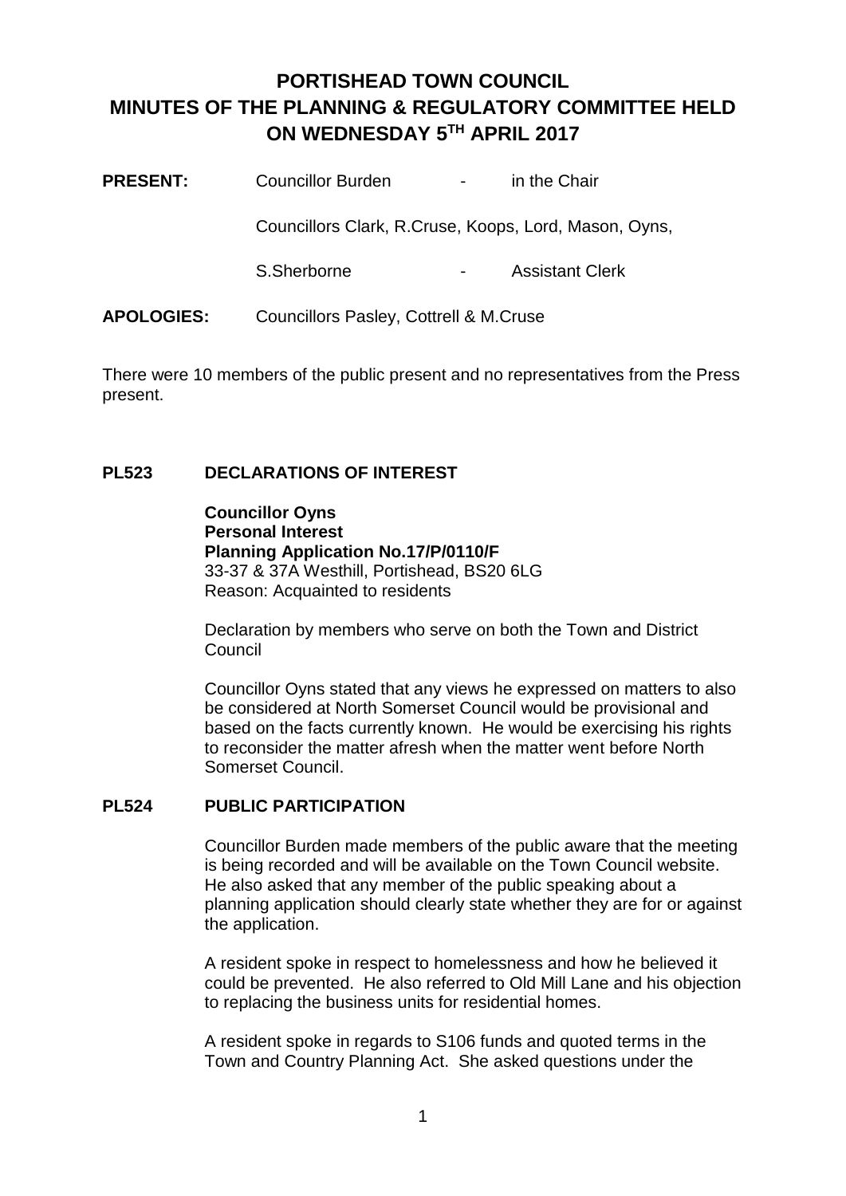# PORTISHEAD TOWN COUNCIL
# MINUTES OF THE PLANNING & REGULATORY COMMITTEE HELD ON WEDNESDAY 5TH APRIL 2017

**PRESENT:** Councillor Burden - in the Chair

Councillors Clark, R.Cruse, Koops, Lord, Mason, Oyns,

S.Sherborne - Assistant Clerk

**APOLOGIES:** Councillors Pasley, Cottrell & M.Cruse

There were 10 members of the public present and no representatives from the Press present.

## PL523 DECLARATIONS OF INTEREST

**Councillor Oyns**
**Personal Interest**
**Planning Application No.17/P/0110/F**
33-37 & 37A Westhill, Portishead, BS20 6LG
Reason: Acquainted to residents

Declaration by members who serve on both the Town and District Council

Councillor Oyns stated that any views he expressed on matters to also be considered at North Somerset Council would be provisional and based on the facts currently known. He would be exercising his rights to reconsider the matter afresh when the matter went before North Somerset Council.

## PL524 PUBLIC PARTICIPATION

Councillor Burden made members of the public aware that the meeting is being recorded and will be available on the Town Council website. He also asked that any member of the public speaking about a planning application should clearly state whether they are for or against the application.

A resident spoke in respect to homelessness and how he believed it could be prevented. He also referred to Old Mill Lane and his objection to replacing the business units for residential homes.

A resident spoke in regards to S106 funds and quoted terms in the Town and Country Planning Act. She asked questions under the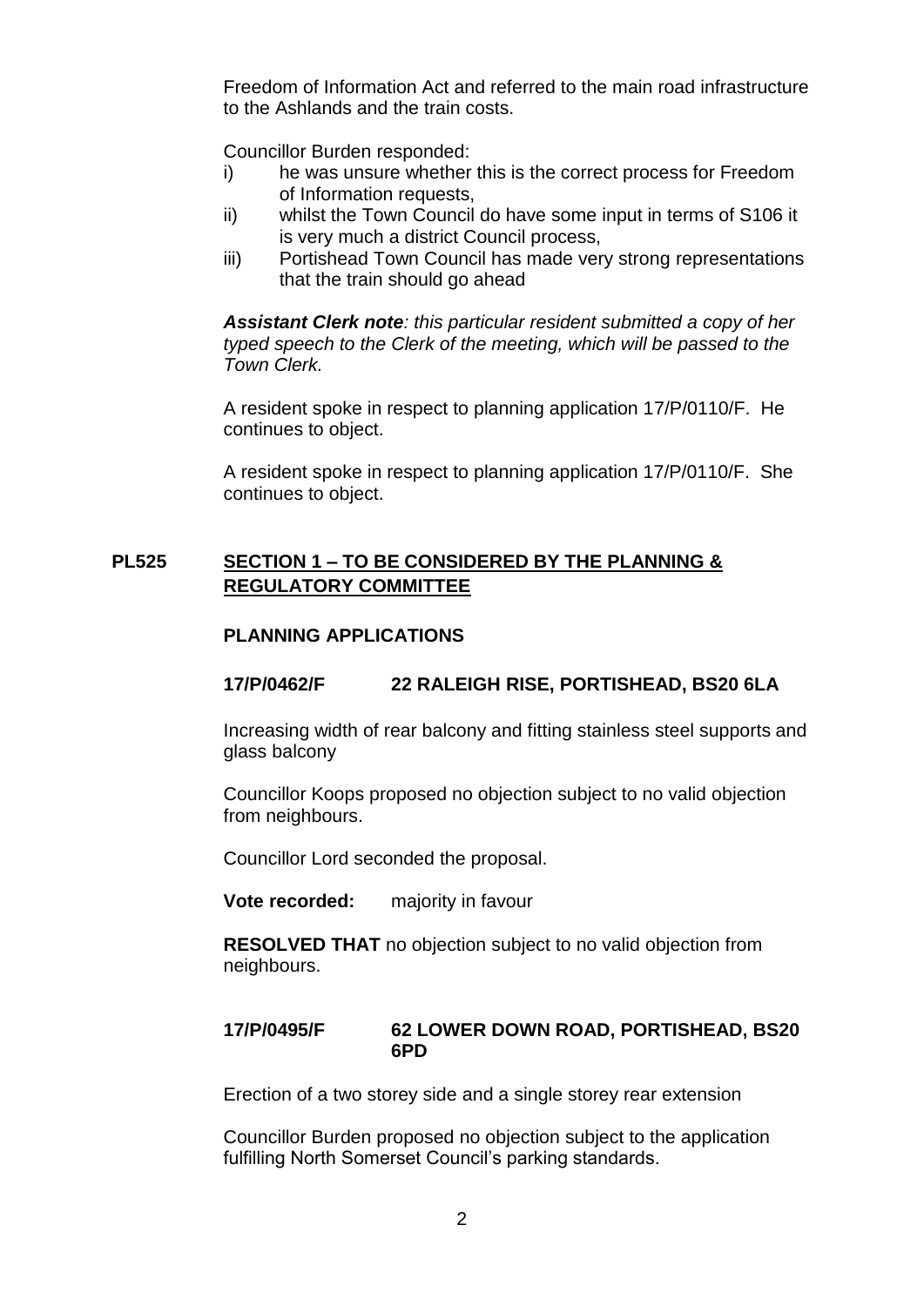Freedom of Information Act and referred to the main road infrastructure to the Ashlands and the train costs.

Councillor Burden responded:

i) he was unsure whether this is the correct process for Freedom of Information requests,
ii) whilst the Town Council do have some input in terms of S106 it is very much a district Council process,
iii) Portishead Town Council has made very strong representations that the train should go ahead

***Assistant Clerk note**: this particular resident submitted a copy of her typed speech to the Clerk of the meeting, which will be passed to the Town Clerk.*

A resident spoke in respect to planning application 17/P/0110/F. He continues to object.

A resident spoke in respect to planning application 17/P/0110/F. She continues to object.

## PL525 SECTION 1 – TO BE CONSIDERED BY THE PLANNING & REGULATORY COMMITTEE

### PLANNING APPLICATIONS

#### 17/P/0462/F 22 RALEIGH RISE, PORTISHEAD, BS20 6LA

Increasing width of rear balcony and fitting stainless steel supports and glass balcony

Councillor Koops proposed no objection subject to no valid objection from neighbours.

Councillor Lord seconded the proposal.

**Vote recorded:** majority in favour

**RESOLVED THAT** no objection subject to no valid objection from neighbours.

#### 17/P/0495/F 62 LOWER DOWN ROAD, PORTISHEAD, BS20 6PD

Erection of a two storey side and a single storey rear extension

Councillor Burden proposed no objection subject to the application fulfilling North Somerset Council's parking standards.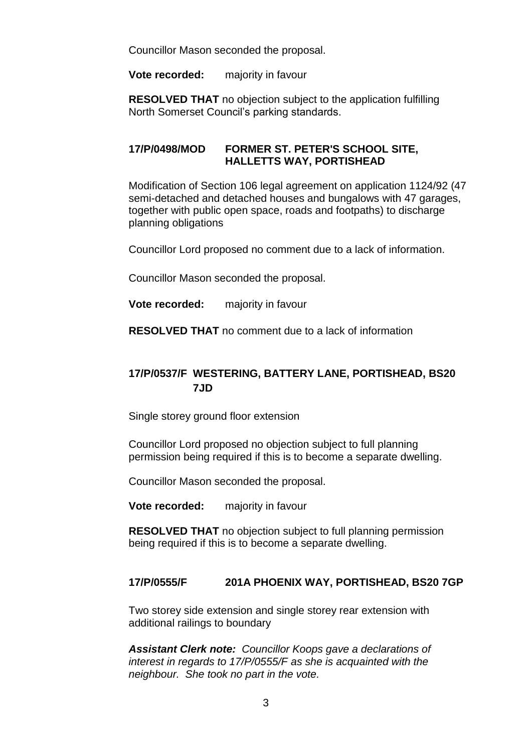Councillor Mason seconded the proposal.

**Vote recorded:** majority in favour

**RESOLVED THAT** no objection subject to the application fulfilling North Somerset Council's parking standards.

**17/P/0498/MOD FORMER ST. PETER'S SCHOOL SITE, HALLETTS WAY, PORTISHEAD**

Modification of Section 106 legal agreement on application 1124/92 (47 semi-detached and detached houses and bungalows with 47 garages, together with public open space, roads and footpaths) to discharge planning obligations

Councillor Lord proposed no comment due to a lack of information.

Councillor Mason seconded the proposal.

**Vote recorded:** majority in favour

**RESOLVED THAT** no comment due to a lack of information

**17/P/0537/F WESTERING, BATTERY LANE, PORTISHEAD, BS20 7JD**

Single storey ground floor extension

Councillor Lord proposed no objection subject to full planning permission being required if this is to become a separate dwelling.

Councillor Mason seconded the proposal.

**Vote recorded:** majority in favour

**RESOLVED THAT** no objection subject to full planning permission being required if this is to become a separate dwelling.

**17/P/0555/F 201A PHOENIX WAY, PORTISHEAD, BS20 7GP**

Two storey side extension and single storey rear extension with additional railings to boundary

***Assistant Clerk note:*** *Councillor Koops gave a declarations of interest in regards to 17/P/0555/F as she is acquainted with the neighbour. She took no part in the vote.*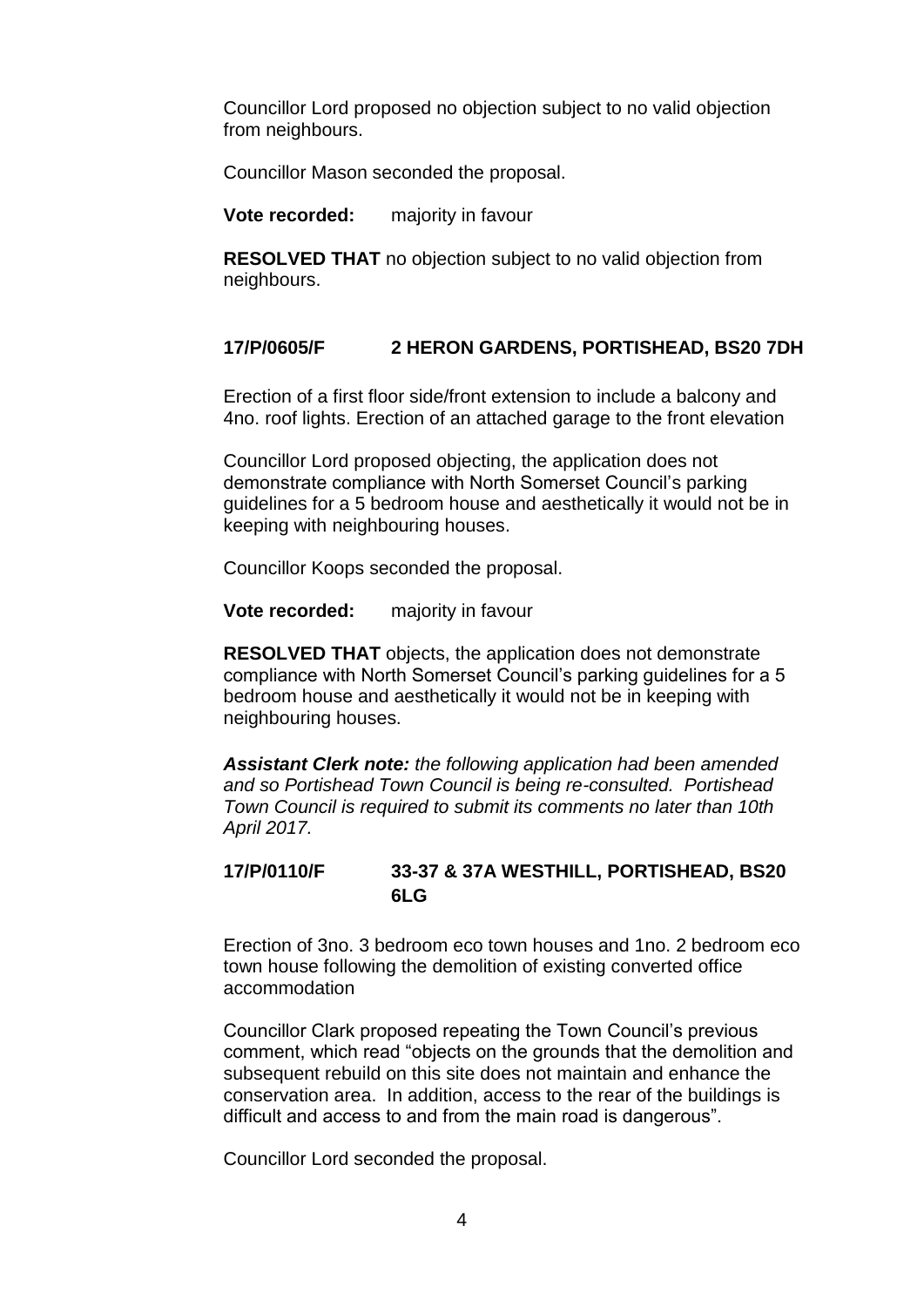Councillor Lord proposed no objection subject to no valid objection from neighbours.

Councillor Mason seconded the proposal.

**Vote recorded:** majority in favour

**RESOLVED THAT** no objection subject to no valid objection from neighbours.

### 17/P/0605/F 2 HERON GARDENS, PORTISHEAD, BS20 7DH

Erection of a first floor side/front extension to include a balcony and 4no. roof lights. Erection of an attached garage to the front elevation

Councillor Lord proposed objecting, the application does not demonstrate compliance with North Somerset Council's parking guidelines for a 5 bedroom house and aesthetically it would not be in keeping with neighbouring houses.

Councillor Koops seconded the proposal.

**Vote recorded:** majority in favour

**RESOLVED THAT** objects, the application does not demonstrate compliance with North Somerset Council's parking guidelines for a 5 bedroom house and aesthetically it would not be in keeping with neighbouring houses.

***Assistant Clerk note:*** *the following application had been amended and so Portishead Town Council is being re-consulted. Portishead Town Council is required to submit its comments no later than 10th April 2017.*

### 17/P/0110/F 33-37 & 37A WESTHILL, PORTISHEAD, BS20 6LG

Erection of 3no. 3 bedroom eco town houses and 1no. 2 bedroom eco town house following the demolition of existing converted office accommodation

Councillor Clark proposed repeating the Town Council's previous comment, which read "objects on the grounds that the demolition and subsequent rebuild on this site does not maintain and enhance the conservation area. In addition, access to the rear of the buildings is difficult and access to and from the main road is dangerous".

Councillor Lord seconded the proposal.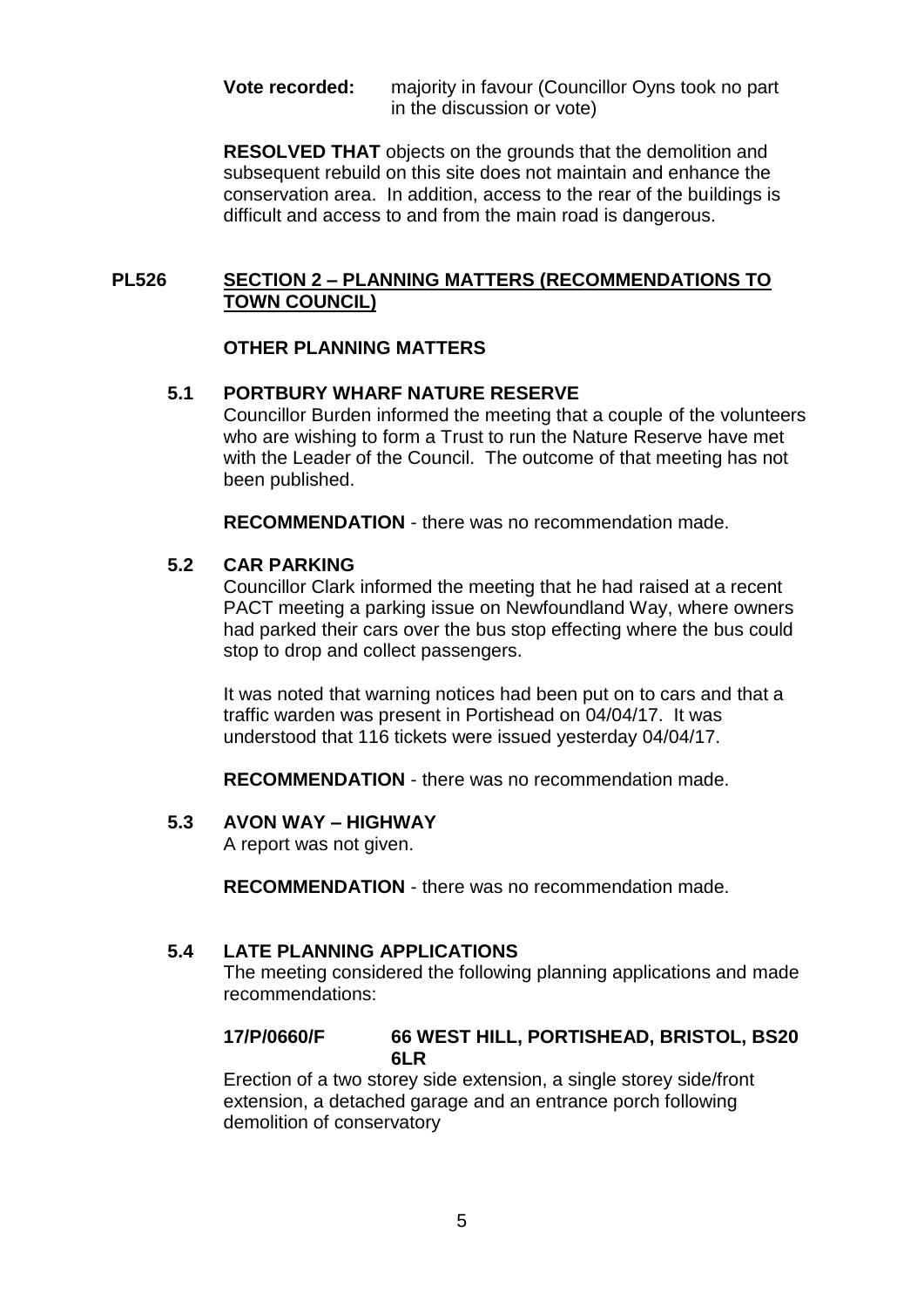**Vote recorded:** majority in favour (Councillor Oyns took no part in the discussion or vote)

**RESOLVED THAT** objects on the grounds that the demolition and subsequent rebuild on this site does not maintain and enhance the conservation area. In addition, access to the rear of the buildings is difficult and access to and from the main road is dangerous.

## PL526 SECTION 2 – PLANNING MATTERS (RECOMMENDATIONS TO TOWN COUNCIL)

### OTHER PLANNING MATTERS

### 5.1 PORTBURY WHARF NATURE RESERVE

Councillor Burden informed the meeting that a couple of the volunteers who are wishing to form a Trust to run the Nature Reserve have met with the Leader of the Council. The outcome of that meeting has not been published.

**RECOMMENDATION** - there was no recommendation made.

### 5.2 CAR PARKING

Councillor Clark informed the meeting that he had raised at a recent PACT meeting a parking issue on Newfoundland Way, where owners had parked their cars over the bus stop effecting where the bus could stop to drop and collect passengers.

It was noted that warning notices had been put on to cars and that a traffic warden was present in Portishead on 04/04/17. It was understood that 116 tickets were issued yesterday 04/04/17.

**RECOMMENDATION** - there was no recommendation made.

### 5.3 AVON WAY – HIGHWAY

A report was not given.

**RECOMMENDATION** - there was no recommendation made.

### 5.4 LATE PLANNING APPLICATIONS

The meeting considered the following planning applications and made recommendations:

**17/P/0660/F 66 WEST HILL, PORTISHEAD, BRISTOL, BS20 6LR**

Erection of a two storey side extension, a single storey side/front extension, a detached garage and an entrance porch following demolition of conservatory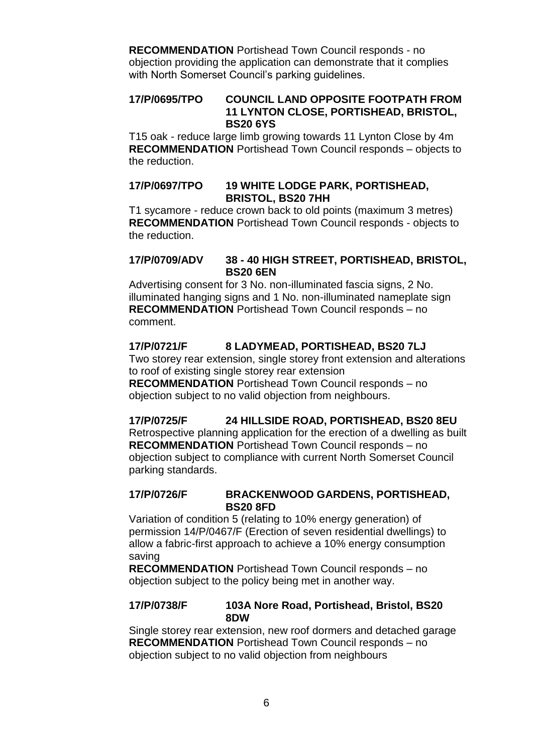**RECOMMENDATION** Portishead Town Council responds - no objection providing the application can demonstrate that it complies with North Somerset Council's parking guidelines.

**17/P/0695/TPO COUNCIL LAND OPPOSITE FOOTPATH FROM 11 LYNTON CLOSE, PORTISHEAD, BRISTOL, BS20 6YS**

T15 oak - reduce large limb growing towards 11 Lynton Close by 4m
**RECOMMENDATION** Portishead Town Council responds – objects to the reduction.

**17/P/0697/TPO 19 WHITE LODGE PARK, PORTISHEAD, BRISTOL, BS20 7HH**

T1 sycamore - reduce crown back to old points (maximum 3 metres)
**RECOMMENDATION** Portishead Town Council responds - objects to the reduction.

**17/P/0709/ADV 38 - 40 HIGH STREET, PORTISHEAD, BRISTOL, BS20 6EN**

Advertising consent for 3 No. non-illuminated fascia signs, 2 No. illuminated hanging signs and 1 No. non-illuminated nameplate sign
**RECOMMENDATION** Portishead Town Council responds – no comment.

**17/P/0721/F 8 LADYMEAD, PORTISHEAD, BS20 7LJ**

Two storey rear extension, single storey front extension and alterations to roof of existing single storey rear extension
**RECOMMENDATION** Portishead Town Council responds – no objection subject to no valid objection from neighbours.

**17/P/0725/F 24 HILLSIDE ROAD, PORTISHEAD, BS20 8EU**

Retrospective planning application for the erection of a dwelling as built
**RECOMMENDATION** Portishead Town Council responds – no objection subject to compliance with current North Somerset Council parking standards.

**17/P/0726/F BRACKENWOOD GARDENS, PORTISHEAD, BS20 8FD**

Variation of condition 5 (relating to 10% energy generation) of permission 14/P/0467/F (Erection of seven residential dwellings) to allow a fabric-first approach to achieve a 10% energy consumption saving
**RECOMMENDATION** Portishead Town Council responds – no objection subject to the policy being met in another way.

**17/P/0738/F 103A Nore Road, Portishead, Bristol, BS20 8DW**

Single storey rear extension, new roof dormers and detached garage
**RECOMMENDATION** Portishead Town Council responds – no objection subject to no valid objection from neighbours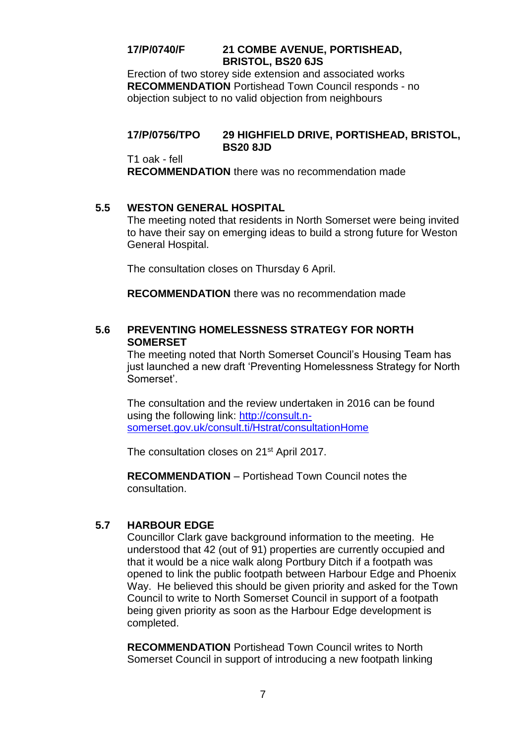**17/P/0740/F** **21 COMBE AVENUE, PORTISHEAD, BRISTOL, BS20 6JS**

Erection of two storey side extension and associated works

**RECOMMENDATION** Portishead Town Council responds - no objection subject to no valid objection from neighbours

**17/P/0756/TPO** **29 HIGHFIELD DRIVE, PORTISHEAD, BRISTOL, BS20 8JD**

T1 oak - fell

**RECOMMENDATION** there was no recommendation made

### 5.5 WESTON GENERAL HOSPITAL

The meeting noted that residents in North Somerset were being invited to have their say on emerging ideas to build a strong future for Weston General Hospital.

The consultation closes on Thursday 6 April.

**RECOMMENDATION** there was no recommendation made

### 5.6 PREVENTING HOMELESSNESS STRATEGY FOR NORTH SOMERSET

The meeting noted that North Somerset Council's Housing Team has just launched a new draft 'Preventing Homelessness Strategy for North Somerset'.

The consultation and the review undertaken in 2016 can be found using the following link: [http://consult.n-somerset.gov.uk/consult.ti/Hstrat/consultationHome](http://consult.n-somerset.gov.uk/consult.ti/Hstrat/consultationHome)

The consultation closes on 21st April 2017.

**RECOMMENDATION** – Portishead Town Council notes the consultation.

### 5.7 HARBOUR EDGE

Councillor Clark gave background information to the meeting. He understood that 42 (out of 91) properties are currently occupied and that it would be a nice walk along Portbury Ditch if a footpath was opened to link the public footpath between Harbour Edge and Phoenix Way. He believed this should be given priority and asked for the Town Council to write to North Somerset Council in support of a footpath being given priority as soon as the Harbour Edge development is completed.

**RECOMMENDATION** Portishead Town Council writes to North Somerset Council in support of introducing a new footpath linking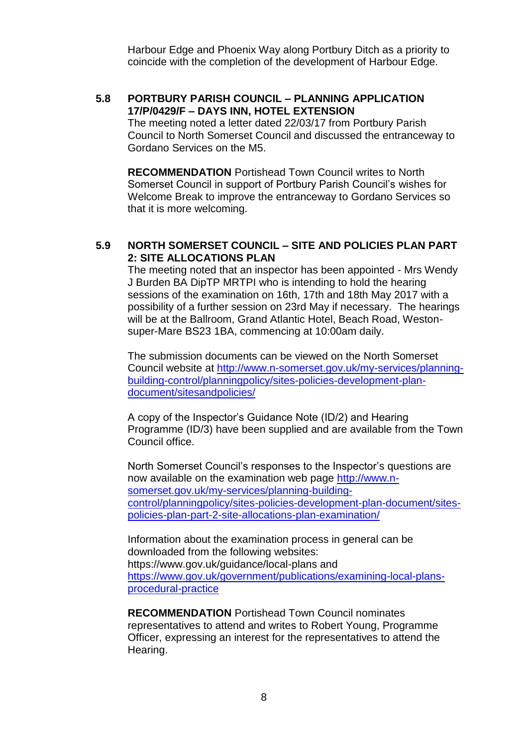Harbour Edge and Phoenix Way along Portbury Ditch as a priority to coincide with the completion of the development of Harbour Edge.

**5.8 PORTBURY PARISH COUNCIL – PLANNING APPLICATION 17/P/0429/F – DAYS INN, HOTEL EXTENSION**

The meeting noted a letter dated 22/03/17 from Portbury Parish Council to North Somerset Council and discussed the entranceway to Gordano Services on the M5.

**RECOMMENDATION** Portishead Town Council writes to North Somerset Council in support of Portbury Parish Council's wishes for Welcome Break to improve the entranceway to Gordano Services so that it is more welcoming.

**5.9 NORTH SOMERSET COUNCIL – SITE AND POLICIES PLAN PART 2: SITE ALLOCATIONS PLAN**

The meeting noted that an inspector has been appointed - Mrs Wendy J Burden BA DipTP MRTPI who is intending to hold the hearing sessions of the examination on 16th, 17th and 18th May 2017 with a possibility of a further session on 23rd May if necessary. The hearings will be at the Ballroom, Grand Atlantic Hotel, Beach Road, Weston-super-Mare BS23 1BA, commencing at 10:00am daily.

The submission documents can be viewed on the North Somerset Council website at [http://www.n-somerset.gov.uk/my-services/planning-building-control/planningpolicy/sites-policies-development-plan-document/sitesandpolicies/](http://www.n-somerset.gov.uk/my-services/planning-building-control/planningpolicy/sites-policies-development-plan-document/sitesandpolicies/)

A copy of the Inspector's Guidance Note (ID/2) and Hearing Programme (ID/3) have been supplied and are available from the Town Council office.

North Somerset Council's responses to the Inspector's questions are now available on the examination web page [http://www.n-somerset.gov.uk/my-services/planning-building-control/planningpolicy/sites-policies-development-plan-document/sites-policies-plan-part-2-site-allocations-plan-examination/](http://www.n-somerset.gov.uk/my-services/planning-building-control/planningpolicy/sites-policies-development-plan-document/sites-policies-plan-part-2-site-allocations-plan-examination/)

Information about the examination process in general can be downloaded from the following websites:
https://www.gov.uk/guidance/local-plans and
[https://www.gov.uk/government/publications/examining-local-plans-procedural-practice](https://www.gov.uk/government/publications/examining-local-plans-procedural-practice)

**RECOMMENDATION** Portishead Town Council nominates representatives to attend and writes to Robert Young, Programme Officer, expressing an interest for the representatives to attend the Hearing.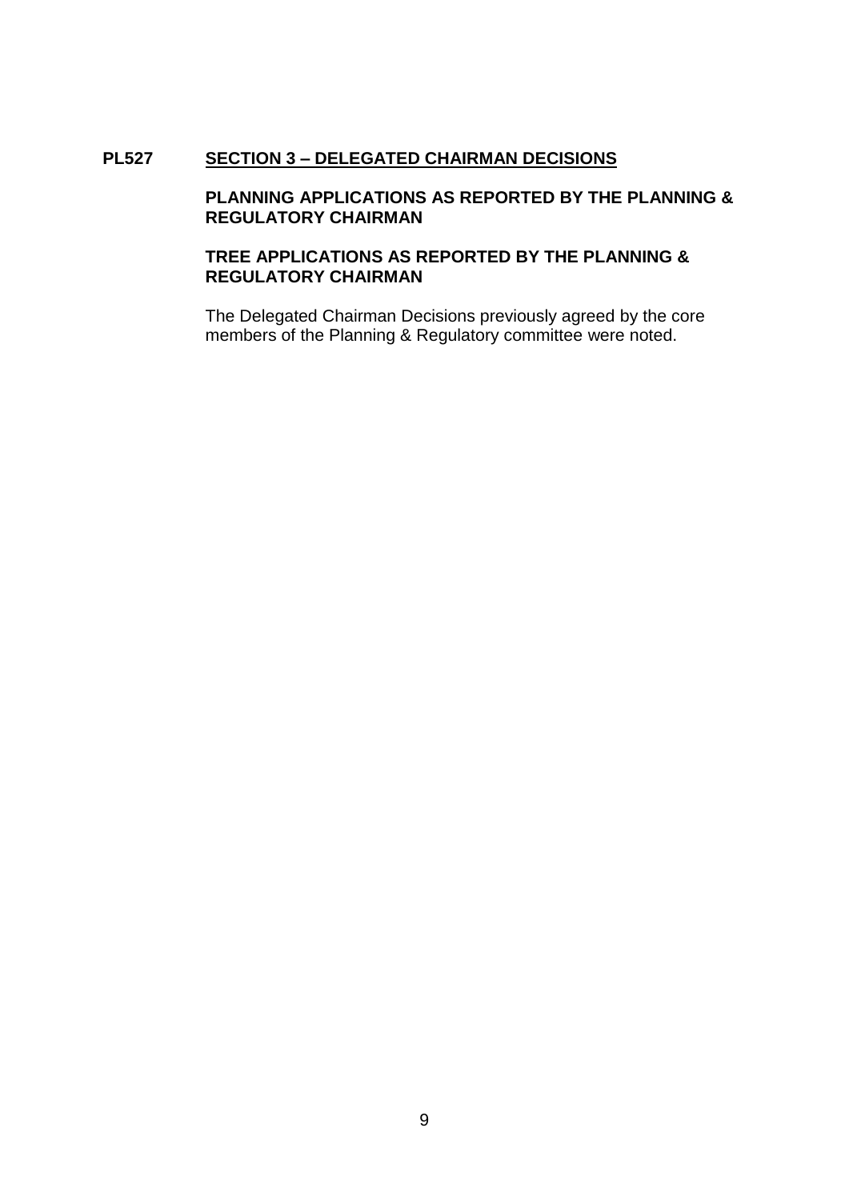**PL527** **SECTION 3 – DELEGATED CHAIRMAN DECISIONS**

**PLANNING APPLICATIONS AS REPORTED BY THE PLANNING & REGULATORY CHAIRMAN**

**TREE APPLICATIONS AS REPORTED BY THE PLANNING & REGULATORY CHAIRMAN**

The Delegated Chairman Decisions previously agreed by the core members of the Planning & Regulatory committee were noted.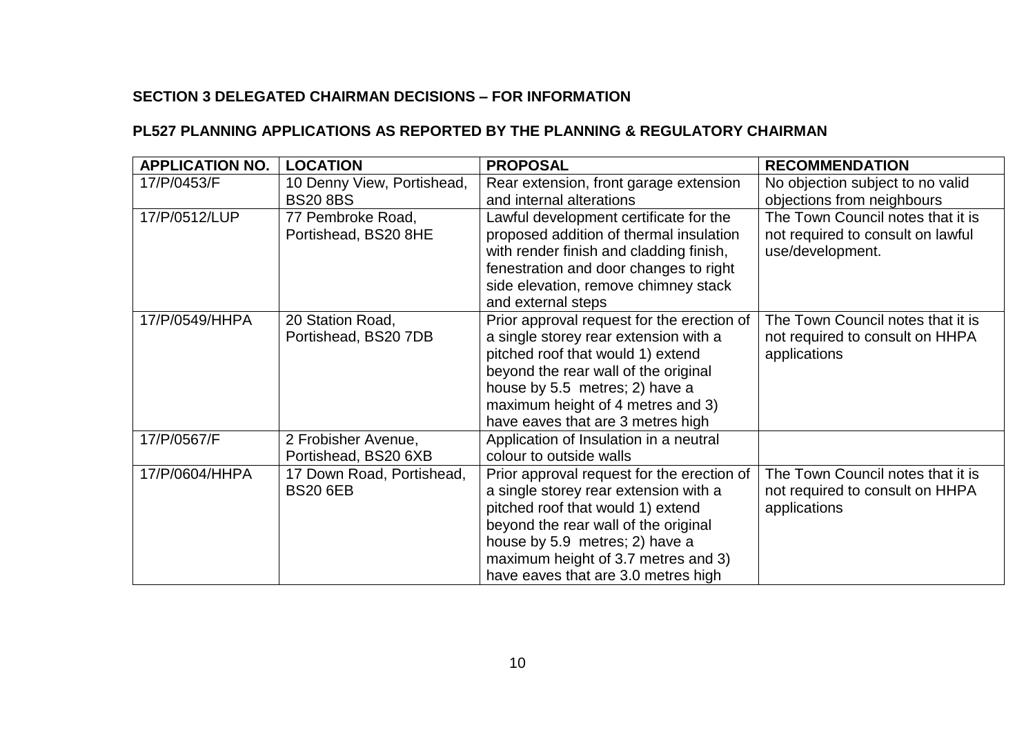**SECTION 3 DELEGATED CHAIRMAN DECISIONS – FOR INFORMATION**

**PL527 PLANNING APPLICATIONS AS REPORTED BY THE PLANNING & REGULATORY CHAIRMAN**

| APPLICATION NO. | LOCATION | PROPOSAL | RECOMMENDATION |
|---|---|---|---|
| 17/P/0453/F | 10 Denny View, Portishead, BS20 8BS | Rear extension, front garage extension and internal alterations | No objection subject to no valid objections from neighbours |
| 17/P/0512/LUP | 77 Pembroke Road, Portishead, BS20 8HE | Lawful development certificate for the proposed addition of thermal insulation with render finish and cladding finish, fenestration and door changes to right side elevation, remove chimney stack and external steps | The Town Council notes that it is not required to consult on lawful use/development. |
| 17/P/0549/HHPA | 20 Station Road, Portishead, BS20 7DB | Prior approval request for the erection of a single storey rear extension with a pitched roof that would 1) extend beyond the rear wall of the original house by 5.5 metres; 2) have a maximum height of 4 metres and 3) have eaves that are 3 metres high | The Town Council notes that it is not required to consult on HHPA applications |
| 17/P/0567/F | 2 Frobisher Avenue, Portishead, BS20 6XB | Application of Insulation in a neutral colour to outside walls | |
| 17/P/0604/HHPA | 17 Down Road, Portishead, BS20 6EB | Prior approval request for the erection of a single storey rear extension with a pitched roof that would 1) extend beyond the rear wall of the original house by 5.9 metres; 2) have a maximum height of 3.7 metres and 3) have eaves that are 3.0 metres high | The Town Council notes that it is not required to consult on HHPA applications |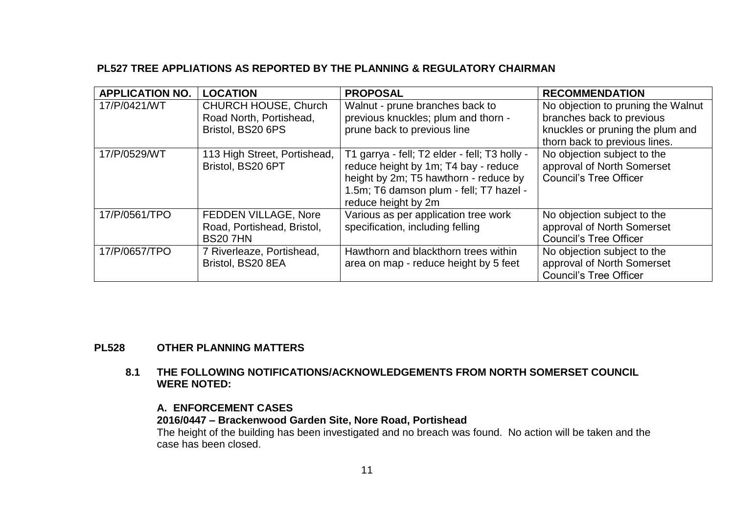**PL527 TREE APPLIATIONS AS REPORTED BY THE PLANNING & REGULATORY CHAIRMAN**

| APPLICATION NO. | LOCATION | PROPOSAL | RECOMMENDATION |
|---|---|---|---|
| 17/P/0421/WT | CHURCH HOUSE, Church Road North, Portishead, Bristol, BS20 6PS | Walnut - prune branches back to previous knuckles; plum and thorn - prune back to previous line | No objection to pruning the Walnut branches back to previous knuckles or pruning the plum and thorn back to previous lines. |
| 17/P/0529/WT | 113 High Street, Portishead, Bristol, BS20 6PT | T1 garrya - fell; T2 elder - fell; T3 holly - reduce height by 1m; T4 bay - reduce height by 2m; T5 hawthorn - reduce by 1.5m; T6 damson plum - fell; T7 hazel - reduce height by 2m | No objection subject to the approval of North Somerset Council's Tree Officer |
| 17/P/0561/TPO | FEDDEN VILLAGE, Nore Road, Portishead, Bristol, BS20 7HN | Various as per application tree work specification, including felling | No objection subject to the approval of North Somerset Council's Tree Officer |
| 17/P/0657/TPO | 7 Riverleaze, Portishead, Bristol, BS20 8EA | Hawthorn and blackthorn trees within area on map - reduce height by 5 feet | No objection subject to the approval of North Somerset Council's Tree Officer |

## PL528 OTHER PLANNING MATTERS

**8.1 THE FOLLOWING NOTIFICATIONS/ACKNOWLEDGEMENTS FROM NORTH SOMERSET COUNCIL WERE NOTED:**

**A. ENFORCEMENT CASES**

**2016/0447 – Brackenwood Garden Site, Nore Road, Portishead**

The height of the building has been investigated and no breach was found. No action will be taken and the case has been closed.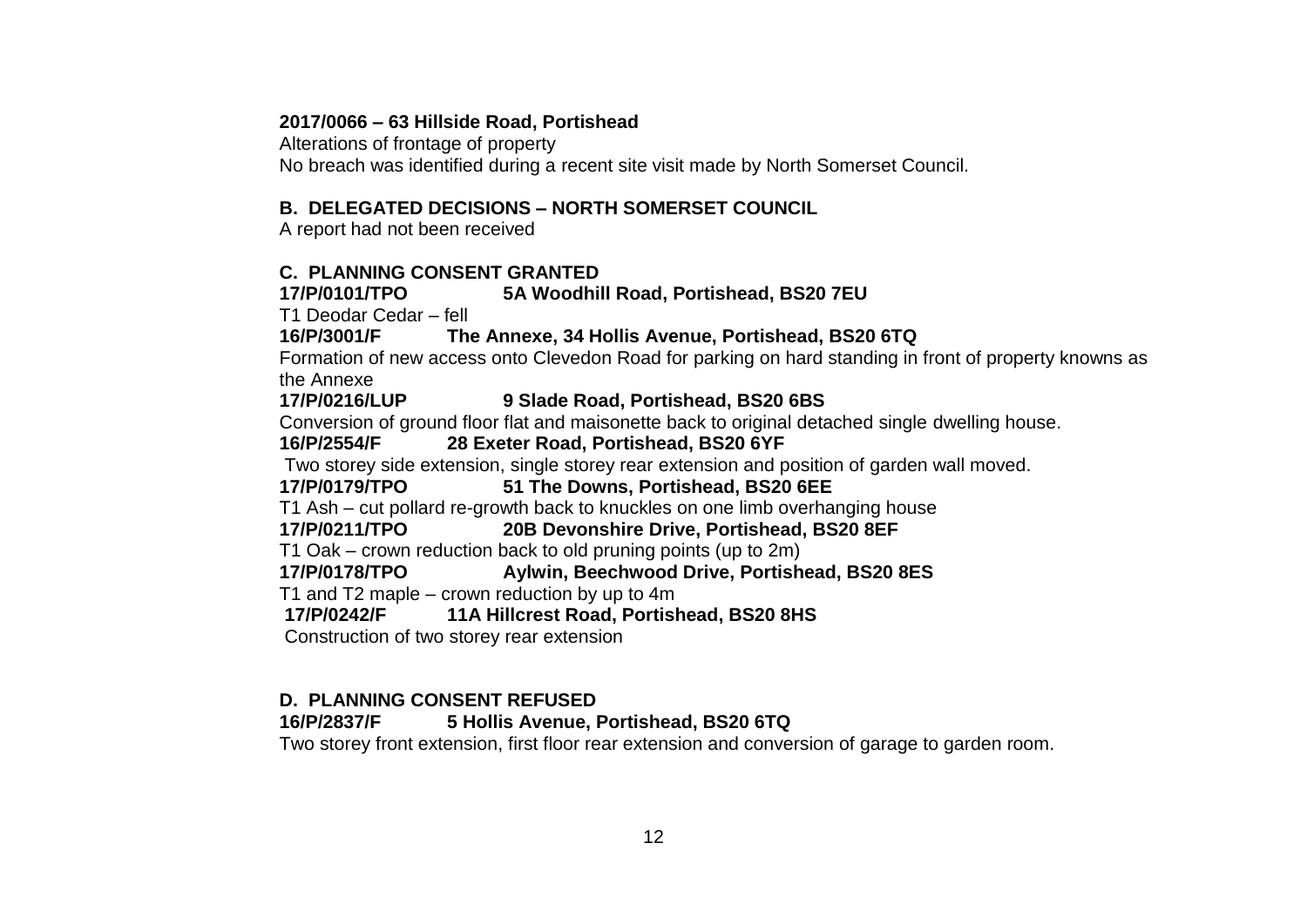**2017/0066 – 63 Hillside Road, Portishead**
Alterations of frontage of property
No breach was identified during a recent site visit made by North Somerset Council.

## B. DELEGATED DECISIONS – NORTH SOMERSET COUNCIL

A report had not been received

## C. PLANNING CONSENT GRANTED

**17/P/0101/TPO 5A Woodhill Road, Portishead, BS20 7EU**
T1 Deodar Cedar – fell

**16/P/3001/F The Annexe, 34 Hollis Avenue, Portishead, BS20 6TQ**
Formation of new access onto Clevedon Road for parking on hard standing in front of property knowns as the Annexe

**17/P/0216/LUP 9 Slade Road, Portishead, BS20 6BS**
Conversion of ground floor flat and maisonette back to original detached single dwelling house.

**16/P/2554/F 28 Exeter Road, Portishead, BS20 6YF**
Two storey side extension, single storey rear extension and position of garden wall moved.

**17/P/0179/TPO 51 The Downs, Portishead, BS20 6EE**
T1 Ash – cut pollard re-growth back to knuckles on one limb overhanging house

**17/P/0211/TPO 20B Devonshire Drive, Portishead, BS20 8EF**
T1 Oak – crown reduction back to old pruning points (up to 2m)

**17/P/0178/TPO Aylwin, Beechwood Drive, Portishead, BS20 8ES**
T1 and T2 maple – crown reduction by up to 4m

**17/P/0242/F 11A Hillcrest Road, Portishead, BS20 8HS**
Construction of two storey rear extension

## D. PLANNING CONSENT REFUSED

**16/P/2837/F 5 Hollis Avenue, Portishead, BS20 6TQ**
Two storey front extension, first floor rear extension and conversion of garage to garden room.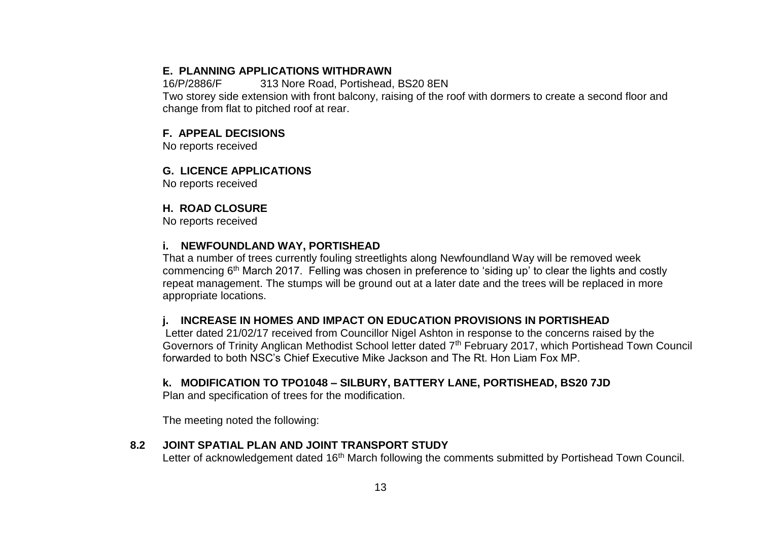### E. PLANNING APPLICATIONS WITHDRAWN

16/P/2886/F 313 Nore Road, Portishead, BS20 8EN

Two storey side extension with front balcony, raising of the roof with dormers to create a second floor and change from flat to pitched roof at rear.

### F. APPEAL DECISIONS

No reports received

### G. LICENCE APPLICATIONS

No reports received

### H. ROAD CLOSURE

No reports received

### i. NEWFOUNDLAND WAY, PORTISHEAD

That a number of trees currently fouling streetlights along Newfoundland Way will be removed week commencing 6th March 2017. Felling was chosen in preference to 'siding up' to clear the lights and costly repeat management. The stumps will be ground out at a later date and the trees will be replaced in more appropriate locations.

### j. INCREASE IN HOMES AND IMPACT ON EDUCATION PROVISIONS IN PORTISHEAD

Letter dated 21/02/17 received from Councillor Nigel Ashton in response to the concerns raised by the Governors of Trinity Anglican Methodist School letter dated 7th February 2017, which Portishead Town Council forwarded to both NSC's Chief Executive Mike Jackson and The Rt. Hon Liam Fox MP.

### k. MODIFICATION TO TPO1048 – SILBURY, BATTERY LANE, PORTISHEAD, BS20 7JD

Plan and specification of trees for the modification.

The meeting noted the following:

### 8.2 JOINT SPATIAL PLAN AND JOINT TRANSPORT STUDY

Letter of acknowledgement dated 16th March following the comments submitted by Portishead Town Council.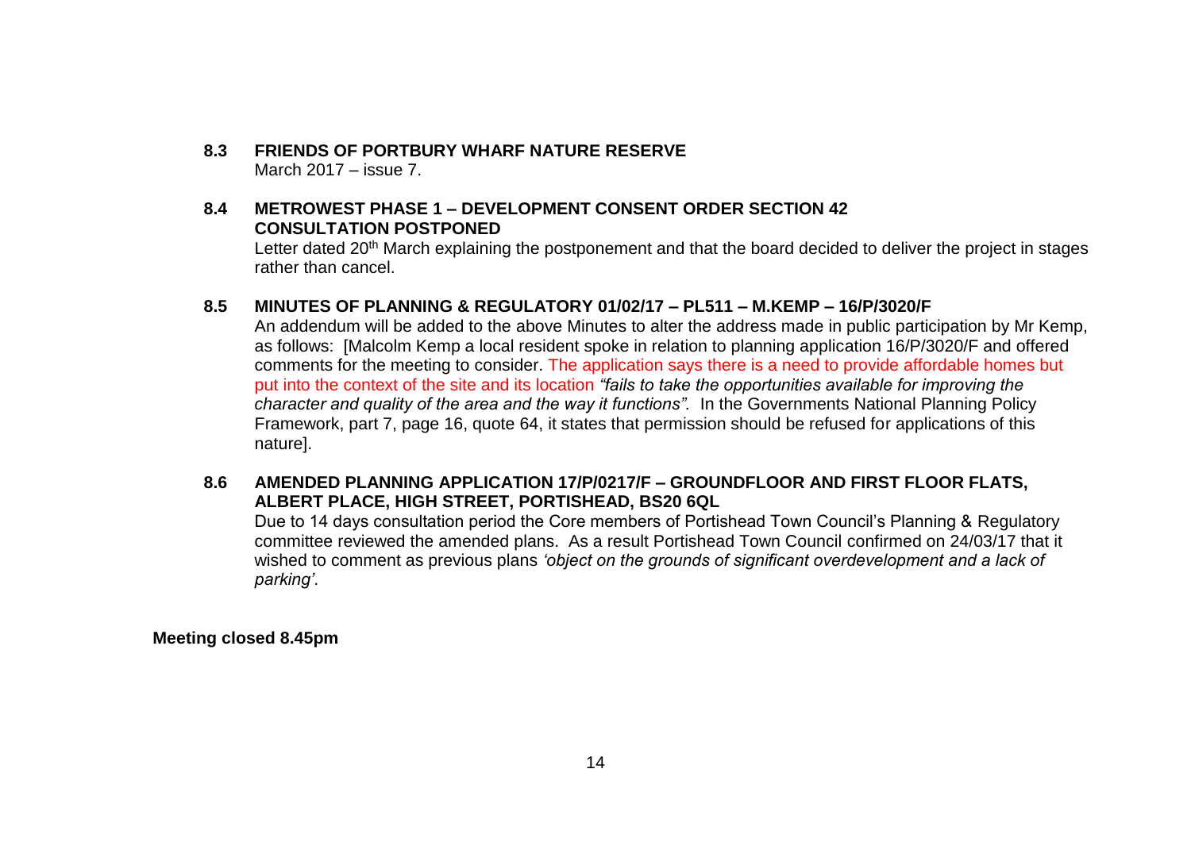**8.3 FRIENDS OF PORTBURY WHARF NATURE RESERVE**
March 2017 – issue 7.

**8.4 METROWEST PHASE 1 – DEVELOPMENT CONSENT ORDER SECTION 42 CONSULTATION POSTPONED**
Letter dated 20th March explaining the postponement and that the board decided to deliver the project in stages rather than cancel.

**8.5 MINUTES OF PLANNING & REGULATORY 01/02/17 – PL511 – M.KEMP – 16/P/3020/F**
An addendum will be added to the above Minutes to alter the address made in public participation by Mr Kemp, as follows: [Malcolm Kemp a local resident spoke in relation to planning application 16/P/3020/F and offered comments for the meeting to consider. The application says there is a need to provide affordable homes but put into the context of the site and its location *"fails to take the opportunities available for improving the character and quality of the area and the way it functions".* In the Governments National Planning Policy Framework, part 7, page 16, quote 64, it states that permission should be refused for applications of this nature].

**8.6 AMENDED PLANNING APPLICATION 17/P/0217/F – GROUNDFLOOR AND FIRST FLOOR FLATS, ALBERT PLACE, HIGH STREET, PORTISHEAD, BS20 6QL**
Due to 14 days consultation period the Core members of Portishead Town Council's Planning & Regulatory committee reviewed the amended plans. As a result Portishead Town Council confirmed on 24/03/17 that it wished to comment as previous plans *'object on the grounds of significant overdevelopment and a lack of parking'*.

**Meeting closed 8.45pm**